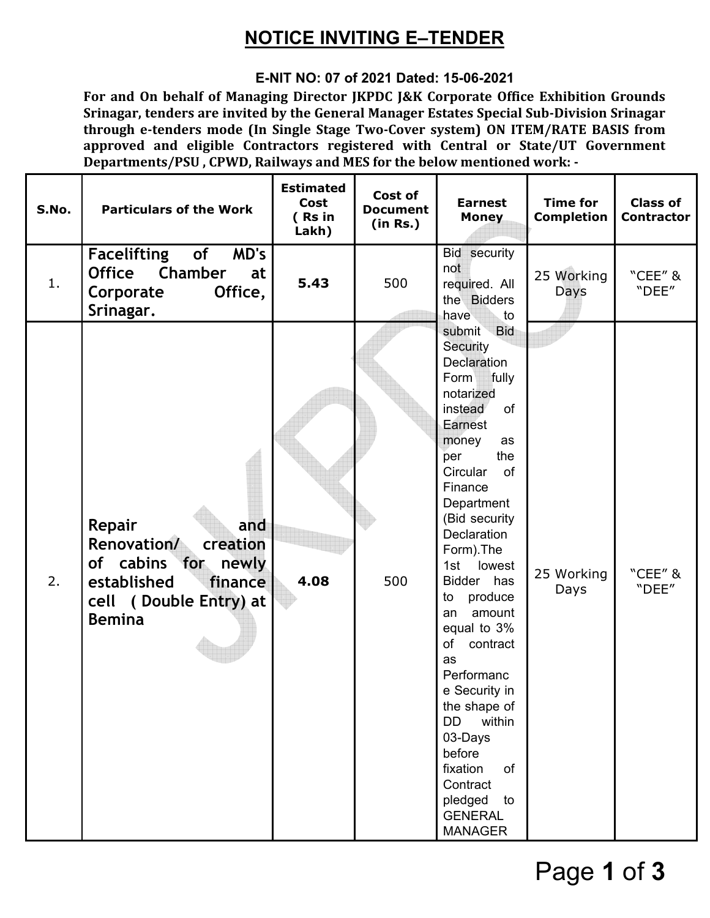# NOTICE INVITING E–TENDER

**E-NIT NO: 07 of 2021 Dated: 15-06-2021**

**For and On behalf of Managing Director JKPDC J&K Corporate Office Exhibition Grounds Srinagar, tenders are invited by the General Manager Estates Special Sub-Division Srinagar through e-tenders mode (In Single Stage Two-Cover system) ON ITEM/RATE BASIS from approved and eligible Contractors registered with Central or State/UT Government Departments/PSU , CPWD, Railways and MES for the below mentioned work: -**

| S.No. | Particulars of the Work | Estimated Cost ( Rs in Lakh) | Cost of Document (in Rs.) | Earnest Money | Time for Completion | Class of Contractor |
|---|---|---|---|---|---|---|
| 1. | **Facelifting of MD's Office Chamber at Corporate Office, Srinagar.** | **5.43** | 500 | Bid security not required. All the Bidders have to submit Bid Security Declaration Form fully notarized instead of Earnest money as per the Circular of Finance Department (Bid security Declaration Form).The 1st lowest Bidder has to produce an amount equal to 3% of contract as Performance Security in the shape of DD within 03-Days before fixation of Contract pledged to GENERAL MANAGER | 25 Working Days | "CEE" & "DEE" |
| 2. | **Repair and Renovation/ creation of cabins for newly established finance cell ( Double Entry) at Bemina** | **4.08** | 500 | | 25 Working Days | "CEE" & "DEE" |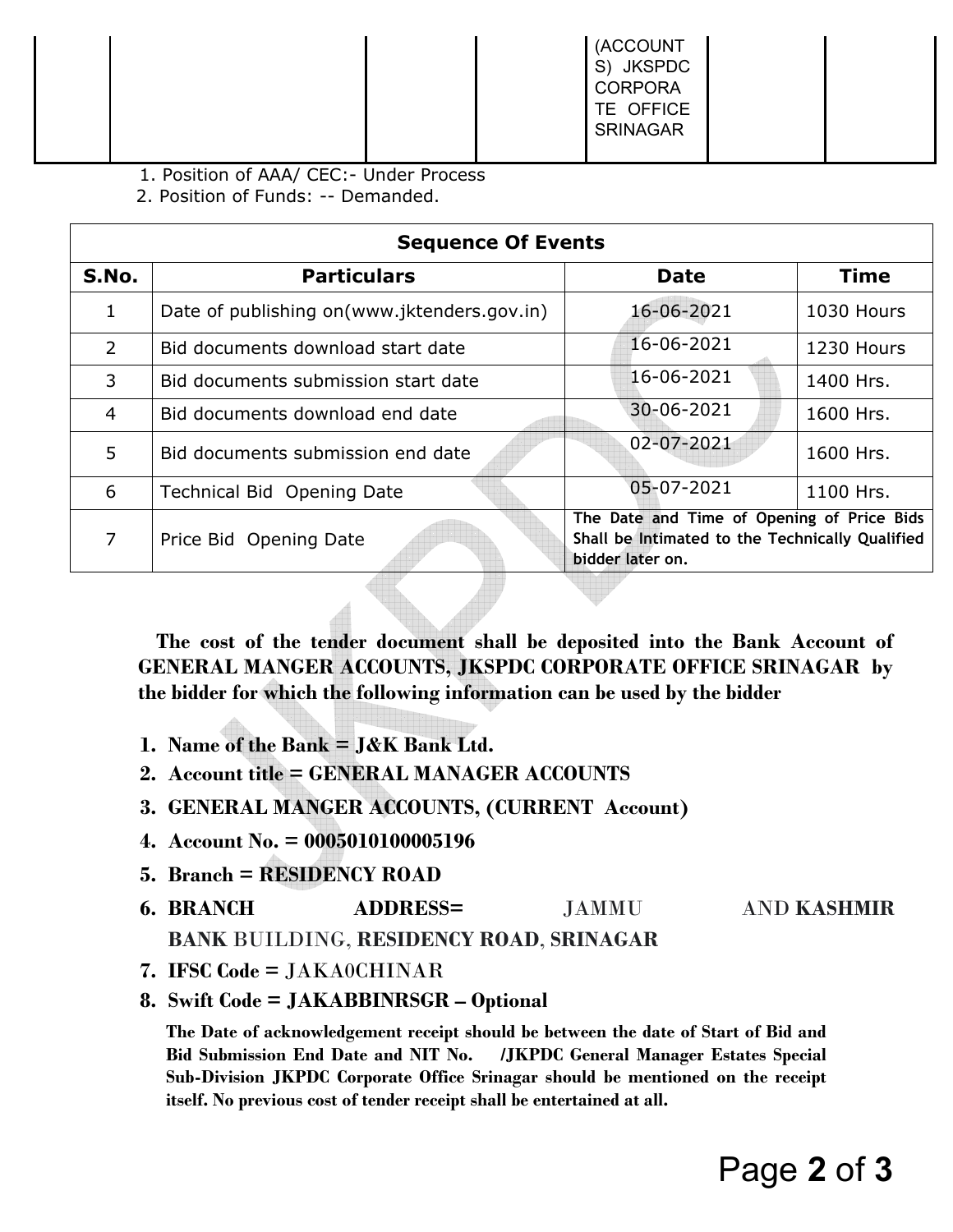|  |  |  |  | (ACCOUNTS) JKSPDC CORPORATE OFFICE SRINAGAR |  |  |
|---|---|---|---|---|---|---|

1. Position of AAA/ CEC:- Under Process
2. Position of Funds: -- Demanded.

| Sequence Of Events | | | |
|---|---|---|---|
| **S.No.** | **Particulars** | **Date** | **Time** |
| 1 | Date of publishing on(www.jktenders.gov.in) | 16-06-2021 | 1030 Hours |
| 2 | Bid documents download start date | 16-06-2021 | 1230 Hours |
| 3 | Bid documents submission start date | 16-06-2021 | 1400 Hrs. |
| 4 | Bid documents download end date | 30-06-2021 | 1600 Hrs. |
| 5 | Bid documents submission end date | 02-07-2021 | 1600 Hrs. |
| 6 | Technical Bid Opening Date | 05-07-2021 | 1100 Hrs. |
| 7 | Price Bid Opening Date | **The Date and Time of Opening of Price Bids Shall be Intimated to the Technically Qualified bidder later on.** | |

**The cost of the tender document shall be deposited into the Bank Account of GENERAL MANGER ACCOUNTS, JKSPDC CORPORATE OFFICE SRINAGAR by the bidder for which the following information can be used by the bidder**

1. **Name of the Bank = J&K Bank Ltd.**
2. **Account title = GENERAL MANAGER ACCOUNTS**
3. **GENERAL MANGER ACCOUNTS, (CURRENT Account)**
4. **Account No. = 0005010100005196**
5. **Branch = RESIDENCY ROAD**
6. **BRANCH ADDRESS=** JAMMU AND **KASHMIR BANK** BUILDING, **RESIDENCY ROAD**, **SRINAGAR**
7. **IFSC Code =** JAKA0CHINAR
8. **Swift Code = JAKABBINRSGR – Optional**

**The Date of acknowledgement receipt should be between the date of Start of Bid and Bid Submission End Date and NIT No. /JKPDC General Manager Estates Special Sub-Division JKPDC Corporate Office Srinagar should be mentioned on the receipt itself. No previous cost of tender receipt shall be entertained at all.**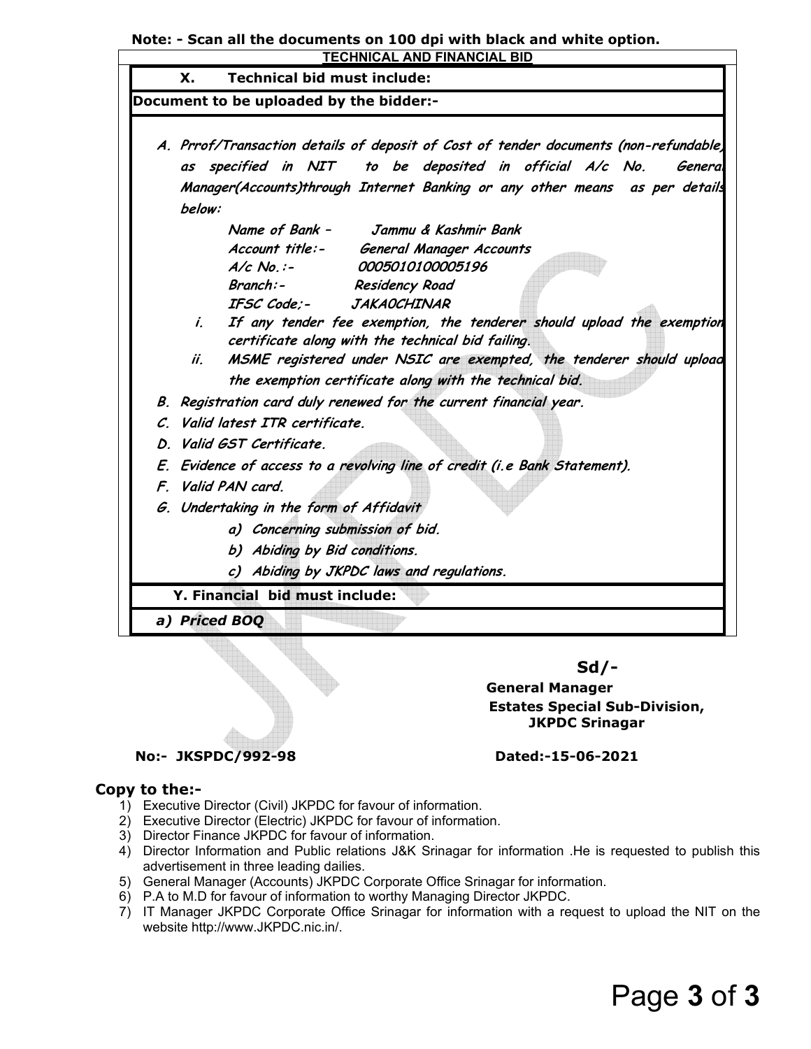**Note: - Scan all the documents on 100 dpi with black and white option.**

**TECHNICAL AND FINANCIAL BID**

**X. Technical bid must include:**

**Document to be uploaded by the bidder:-**

*A. Prrof/Transaction details of deposit of Cost of tender documents (non-refundable) as specified in NIT to be deposited in official A/c No. General Manager(Accounts)through Internet Banking or any other means as per details below:*

*Name of Bank – Jammu & Kashmir Bank*
*Account title:- General Manager Accounts*
*A/c No.:- 0005010100005196*
*Branch:- Residency Road*
*IFSC Code;- JAKA0CHINAR*

*i. If any tender fee exemption, the tenderer should upload the exemption certificate along with the technical bid failing.*

*ii. MSME registered under NSIC are exempted, the tenderer should upload the exemption certificate along with the technical bid.*

*B. Registration card duly renewed for the current financial year.*

*C. Valid latest ITR certificate.*

*D. Valid GST Certificate.*

*E. Evidence of access to a revolving line of credit (i.e Bank Statement).*

*F. Valid PAN card.*

*G. Undertaking in the form of Affidavit*

*a) Concerning submission of bid.*

*b) Abiding by Bid conditions.*

*c) Abiding by JKPDC laws and regulations.*

**Y. Financial bid must include:**

***a) Priced BOQ***

**Sd/-**
**General Manager**
**Estates Special Sub-Division,**
**JKPDC Srinagar**

**No:- JKSPDC/992-98** **Dated:-15-06-2021**

## Copy to the:-

1) Executive Director (Civil) JKPDC for favour of information.
2) Executive Director (Electric) JKPDC for favour of information.
3) Director Finance JKPDC for favour of information.
4) Director Information and Public relations J&K Srinagar for information .He is requested to publish this advertisement in three leading dailies.
5) General Manager (Accounts) JKPDC Corporate Office Srinagar for information.
6) P.A to M.D for favour of information to worthy Managing Director JKPDC.
7) IT Manager JKPDC Corporate Office Srinagar for information with a request to upload the NIT on the website http://www.JKPDC.nic.in/.